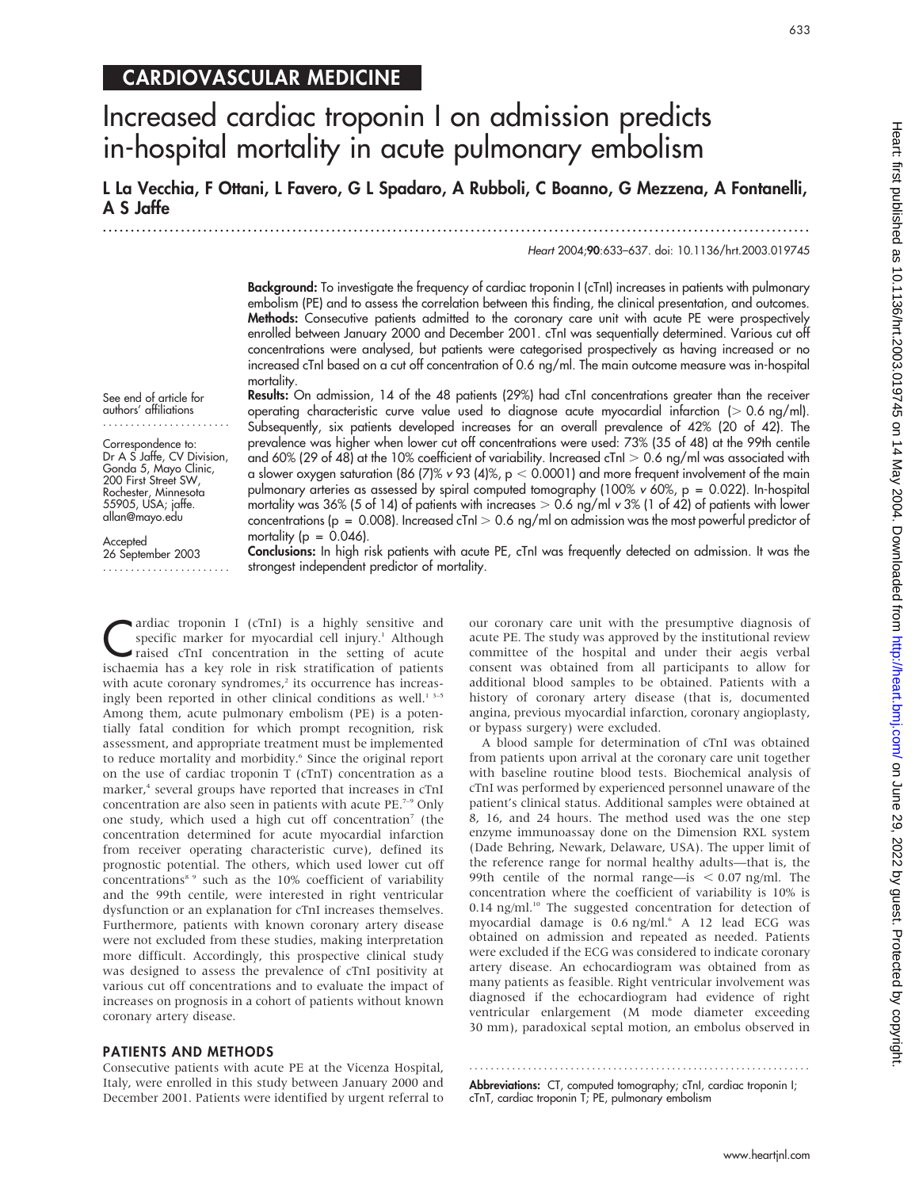CARDIOVASCULAR MEDICINE

# Increased cardiac troponin I on admission predicts in-hospital mortality in acute pulmonary embolism

**L La Vecchia, F Ottani, L Favero, G L Spadaro, A Rubboli, C Boanno, G Mezzena, A Fontanelli, A S Jaffe**

*Heart* 2004;**90**:633–637. doi: 10.1136/hrt.2003.019745

See end of article for authors' affiliations

Correspondence to: Dr A S Jaffe, CV Division, Gonda 5, Mayo Clinic, 200 First Street SW, Rochester, Minnesota 55905, USA; jaffe.allan@mayo.edu

Accepted 26 September 2003

**Background:** To investigate the frequency of cardiac troponin I (cTnI) increases in patients with pulmonary embolism (PE) and to assess the correlation between this finding, the clinical presentation, and outcomes.

**Methods:** Consecutive patients admitted to the coronary care unit with acute PE were prospectively enrolled between January 2000 and December 2001. cTnI was sequentially determined. Various cut off concentrations were analysed, but patients were categorised prospectively as having increased or no increased cTnI based on a cut off concentration of 0.6 ng/ml. The main outcome measure was in-hospital mortality.

**Results:** On admission, 14 of the 48 patients (29%) had cTnI concentrations greater than the receiver operating characteristic curve value used to diagnose acute myocardial infarction (> 0.6 ng/ml). Subsequently, six patients developed increases for an overall prevalence of 42% (20 of 42). The prevalence was higher when lower cut off concentrations were used: 73% (35 of 48) at the 99th centile and 60% (29 of 48) at the 10% coefficient of variability. Increased cTnI > 0.6 ng/ml was associated with a slower oxygen saturation (86 (7)% v 93 (4)%, $p < 0.0001$) and more frequent involvement of the main pulmonary arteries as assessed by spiral computed tomography (100% v 60%, $p = 0.022$). In-hospital mortality was 36% (5 of 14) of patients with increases > 0.6 ng/ml v 3% (1 of 42) of patients with lower concentrations ($p = 0.008$). Increased cTnI > 0.6 ng/ml on admission was the most powerful predictor of mortality ($p = 0.046$).

**Conclusions:** In high risk patients with acute PE, cTnI was frequently detected on admission. It was the strongest independent predictor of mortality.

Cardiac troponin I (cTnI) is a highly sensitive and specific marker for myocardial cell injury.[1] Although raised cTnI concentration in the setting of acute ischaemia has a key role in risk stratification of patients with acute coronary syndromes,[2] its occurrence has increasingly been reported in other clinical conditions as well.[1 3–5] Among them, acute pulmonary embolism (PE) is a potentially fatal condition for which prompt recognition, risk assessment, and appropriate treatment must be implemented to reduce mortality and morbidity.[6] Since the original report on the use of cardiac troponin T (cTnT) concentration as a marker,[4] several groups have reported that increases in cTnI concentration are also seen in patients with acute PE.[7–9] Only one study, which used a high cut off concentration[7] (the concentration determined for acute myocardial infarction from receiver operating characteristic curve), defined its prognostic potential. The others, which used lower cut off concentrations[8 9] such as the 10% coefficient of variability and the 99th centile, were interested in right ventricular dysfunction or an explanation for cTnI increases themselves. Furthermore, patients with known coronary artery disease were not excluded from these studies, making interpretation more difficult. Accordingly, this prospective clinical study was designed to assess the prevalence of cTnI positivity at various cut off concentrations and to evaluate the impact of increases on prognosis in a cohort of patients without known coronary artery disease.

## PATIENTS AND METHODS

Consecutive patients with acute PE at the Vicenza Hospital, Italy, were enrolled in this study between January 2000 and December 2001. Patients were identified by urgent referral to our coronary care unit with the presumptive diagnosis of acute PE. The study was approved by the institutional review committee of the hospital and under their aegis verbal consent was obtained from all participants to allow for additional blood samples to be obtained. Patients with a history of coronary artery disease (that is, documented angina, previous myocardial infarction, coronary angioplasty, or bypass surgery) were excluded.

A blood sample for determination of cTnI was obtained from patients upon arrival at the coronary care unit together with baseline routine blood tests. Biochemical analysis of cTnI was performed by experienced personnel unaware of the patient's clinical status. Additional samples were obtained at 8, 16, and 24 hours. The method used was the one step enzyme immunoassay done on the Dimension RXL system (Dade Behring, Newark, Delaware, USA). The upper limit of the reference range for normal healthy adults—that is, the 99th centile of the normal range—is < 0.07 ng/ml. The concentration where the coefficient of variability is 10% is 0.14 ng/ml.[10] The suggested concentration for detection of myocardial damage is 0.6 ng/ml.[6] A 12 lead ECG was obtained on admission and repeated as needed. Patients were excluded if the ECG was considered to indicate coronary artery disease. An echocardiogram was obtained from as many patients as feasible. Right ventricular involvement was diagnosed if the echocardiogram had evidence of right ventricular enlargement (M mode diameter exceeding 30 mm), paradoxical septal motion, an embolus observed in

**Abbreviations:** CT, computed tomography; cTnI, cardiac troponin I; cTnT, cardiac troponin T; PE, pulmonary embolism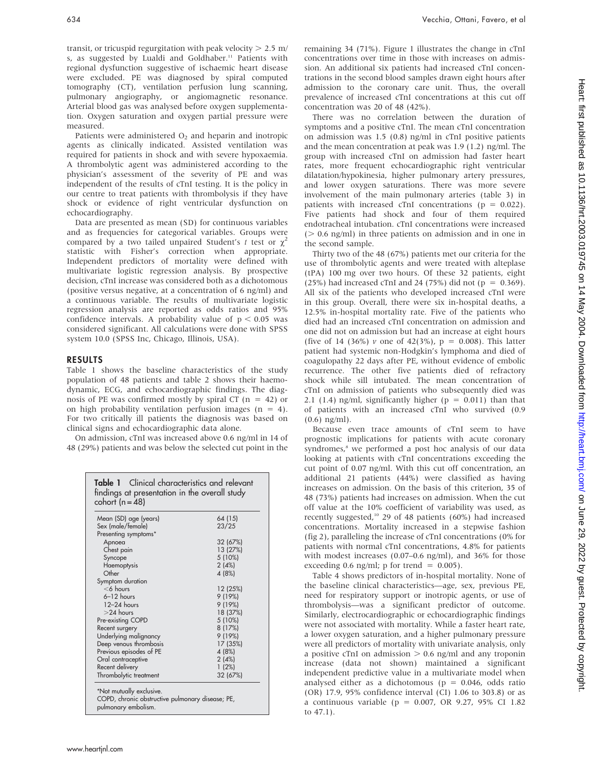transit, or tricuspid regurgitation with peak velocity > 2.5 m/s, as suggested by Lualdi and Goldhaber.[11] Patients with regional dysfunction suggestive of ischaemic heart disease were excluded. PE was diagnosed by spiral computed tomography (CT), ventilation perfusion lung scanning, pulmonary angiography, or angiomagnetic resonance. Arterial blood gas was analysed before oxygen supplementation. Oxygen saturation and oxygen partial pressure were measured.

Patients were administered $O_2$ and heparin and inotropic agents as clinically indicated. Assisted ventilation was required for patients in shock and with severe hypoxaemia. A thrombolytic agent was administered according to the physician's assessment of the severity of PE and was independent of the results of cTnI testing. It is the policy in our centre to treat patients with thrombolysis if they have shock or evidence of right ventricular dysfunction on echocardiography.

Data are presented as mean (SD) for continuous variables and as frequencies for categorical variables. Groups were compared by a two tailed unpaired Student's *t* test or $\chi^2$ statistic with Fisher's correction when appropriate. Independent predictors of mortality were defined with multivariate logistic regression analysis. By prospective decision, cTnI increase was considered both as a dichotomous (positive versus negative, at a concentration of 6 ng/ml) and a continuous variable. The results of multivariate logistic regression analysis are reported as odds ratios and 95% confidence intervals. A probability value of $p < 0.05$ was considered significant. All calculations were done with SPSS system 10.0 (SPSS Inc, Chicago, Illinois, USA).

## RESULTS

Table 1 shows the baseline characteristics of the study population of 48 patients and table 2 shows their haemodynamic, ECG, and echocardiographic findings. The diagnosis of PE was confirmed mostly by spiral CT (n = 42) or on high probability ventilation perfusion images (n = 4). For two critically ill patients the diagnosis was based on clinical signs and echocardiographic data alone.

On admission, cTnI was increased above 0.6 ng/ml in 14 of 48 (29%) patients and was below the selected cut point in the remaining 34 (71%). Figure 1 illustrates the change in cTnI concentrations over time in those with increases on admission. An additional six patients had increased cTnI concentrations in the second blood samples drawn eight hours after admission to the coronary care unit. Thus, the overall prevalence of increased cTnI concentrations at this cut off concentration was 20 of 48 (42%).

**Table 1** Clinical characteristics and relevant findings at presentation in the overall study cohort (n = 48)

| | |
|---|---|
| Mean (SD) age (years) | 64 (15) |
| Sex (male/female) | 23/25 |
| Presenting symptoms* | |
| Apnoea | 32 (67%) |
| Chest pain | 13 (27%) |
| Syncope | 5 (10%) |
| Haemoptysis | 2 (4%) |
| Other | 4 (8%) |
| Symptom duration | |
| <6 hours | 12 (25%) |
| 6–12 hours | 9 (19%) |
| 12–24 hours | 9 (19%) |
| >24 hours | 18 (37%) |
| Pre-existing COPD | 5 (10%) |
| Recent surgery | 8 (17%) |
| Underlying malignancy | 9 (19%) |
| Deep venous thrombosis | 17 (35%) |
| Previous episodes of PE | 4 (8%) |
| Oral contraceptive | 2 (4%) |
| Recent delivery | 1 (2%) |
| Thrombolytic treatment | 32 (67%) |

*Not mutually exclusive.
COPD, chronic obstructive pulmonary disease; PE, pulmonary embolism.

There was no correlation between the duration of symptoms and a positive cTnI. The mean cTnI concentration on admission was 1.5 (0.8) ng/ml in cTnI positive patients and the mean concentration at peak was 1.9 (1.2) ng/ml. The group with increased cTnI on admission had faster heart rates, more frequent echocardiographic right ventricular dilatation/hypokinesia, higher pulmonary artery pressures, and lower oxygen saturations. There was more severe involvement of the main pulmonary arteries (table 3) in patients with increased cTnI concentrations (p = 0.022). Five patients had shock and four of them required endotracheal intubation. cTnI concentrations were increased (> 0.6 ng/ml) in three patients on admission and in one in the second sample.

Thirty two of the 48 (67%) patients met our criteria for the use of thrombolytic agents and were treated with alteplase (tPA) 100 mg over two hours. Of these 32 patients, eight (25%) had increased cTnI and 24 (75%) did not (p = 0.369). All six of the patients who developed increased cTnI were in this group. Overall, there were six in-hospital deaths, a 12.5% in-hospital mortality rate. Five of the patients who died had an increased cTnI concentration on admission and one did not on admission but had an increase at eight hours (five of 14 (36%) *v* one of 42(3%), p = 0.008). This latter patient had systemic non-Hodgkin's lymphoma and died of coagulopathy 22 days after PE, without evidence of embolic recurrence. The other five patients died of refractory shock while sill intubated. The mean concentration of cTnI on admission of patients who subsequently died was 2.1 (1.4) ng/ml, significantly higher (p = 0.011) than that of patients with an increased cTnI who survived (0.9 (0.6) ng/ml).

Because even trace amounts of cTnI seem to have prognostic implications for patients with acute coronary syndromes,[8] we performed a post hoc analysis of our data looking at patients with cTnI concentrations exceeding the cut point of 0.07 ng/ml. With this cut off concentration, an additional 21 patients (44%) were classified as having increases on admission. On the basis of this criterion, 35 of 48 (73%) patients had increases on admission. When the cut off value at the 10% coefficient of variability was used, as recently suggested,[10] 29 of 48 patients (60%) had increased concentrations. Mortality increased in a stepwise fashion (fig 2), paralleling the increase of cTnI concentrations (0% for patients with normal cTnI concentrations, 4.8% for patients with modest increases (0.07–0.6 ng/ml), and 36% for those exceeding 0.6 ng/ml; p for trend = 0.005).

Table 4 shows predictors of in-hospital mortality. None of the baseline clinical characteristics—age, sex, previous PE, need for respiratory support or inotropic agents, or use of thrombolysis—was a significant predictor of outcome. Similarly, electrocardiographic or echocardiographic findings were not associated with mortality. While a faster heart rate, a lower oxygen saturation, and a higher pulmonary pressure were all predictors of mortality with univariate analysis, only a positive cTnI on admission > 0.6 ng/ml and any troponin increase (data not shown) maintained a significant independent predictive value in a multivariate model when analysed either as a dichotomous (p = 0.046, odds ratio (OR) 17.9, 95% confidence interval (CI) 1.06 to 303.8) or as a continuous variable (p = 0.007, OR 9.27, 95% CI 1.82 to 47.1).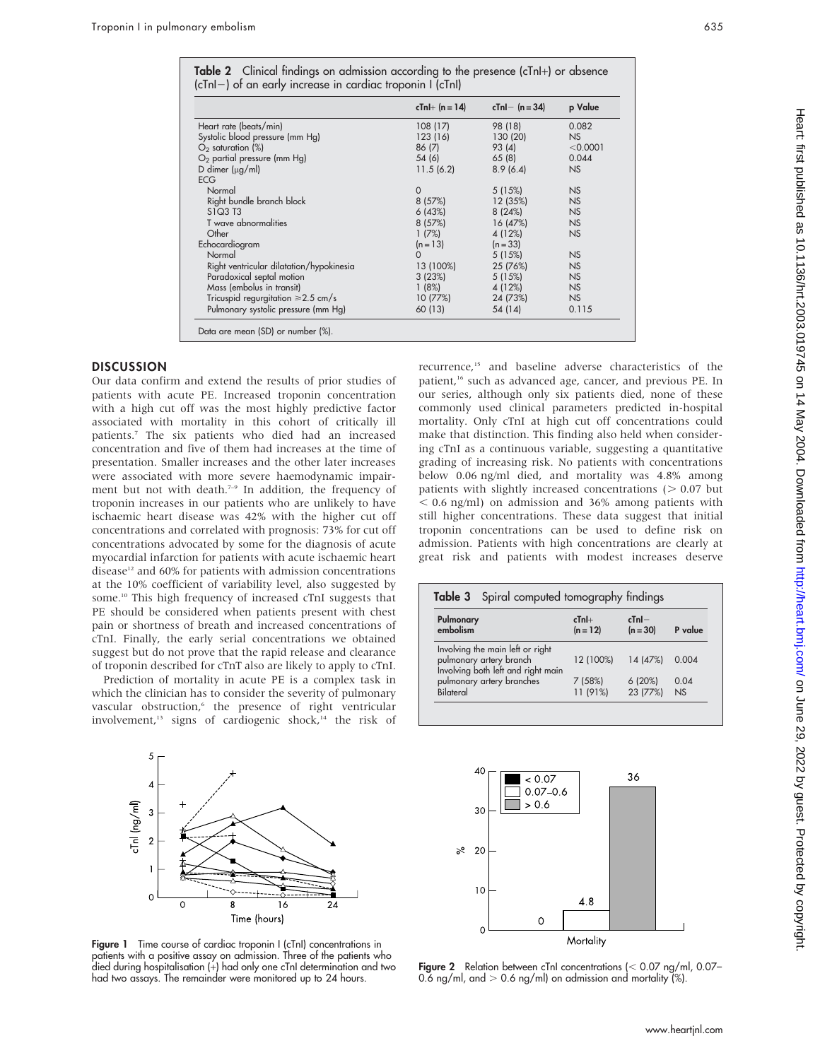**Table 2** Clinical findings on admission according to the presence (cTnI+) or absence (cTnI−) of an early increase in cardiac troponin I (cTnI)

| | cTnI+ (n = 14) | cTnI− (n = 34) | p Value |
|---|---|---|---|
| Heart rate (beats/min) | 108 (17) | 98 (18) | 0.082 |
| Systolic blood pressure (mm Hg) | 123 (16) | 130 (20) | NS |
| $O_2$ saturation (%) | 86 (7) | 93 (4) | <0.0001 |
| $O_2$ partial pressure (mm Hg) | 54 (6) | 65 (8) | 0.044 |
| D dimer (µg/ml) | 11.5 (6.2) | 8.9 (6.4) | NS |
| ECG | | | |
| Normal | 0 | 5 (15%) | NS |
| Right bundle branch block | 8 (57%) | 12 (35%) | NS |
| S1Q3 T3 | 6 (43%) | 8 (24%) | NS |
| T wave abnormalities | 8 (57%) | 16 (47%) | NS |
| Other | 1 (7%) | 4 (12%) | NS |
| Echocardiogram | (n = 13) | (n = 33) | |
| Normal | 0 | 5 (15%) | NS |
| Right ventricular dilatation/hypokinesia | 13 (100%) | 25 (76%) | NS |
| Paradoxical septal motion | 3 (23%) | 5 (15%) | NS |
| Mass (embolus in transit) | 1 (8%) | 4 (12%) | NS |
| Tricuspid regurgitation ≥2.5 cm/s | 10 (77%) | 24 (73%) | NS |
| Pulmonary systolic pressure (mm Hg) | 60 (13) | 54 (14) | 0.115 |

Data are mean (SD) or number (%).

## DISCUSSION

Our data confirm and extend the results of prior studies of patients with acute PE. Increased troponin concentration with a high cut off was the most highly predictive factor associated with mortality in this cohort of critically ill patients.[7] The six patients who died had an increased concentration and five of them had increases at the time of presentation. Smaller increases and the other later increases were associated with more severe haemodynamic impairment but not with death.[7–9] In addition, the frequency of troponin increases in our patients who are unlikely to have ischaemic heart disease was 42% with the higher cut off concentrations and correlated with prognosis: 73% for cut off concentrations advocated by some for the diagnosis of acute myocardial infarction for patients with acute ischaemic heart disease[12] and 60% for patients with admission concentrations at the 10% coefficient of variability level, also suggested by some.[10] This high frequency of increased cTnI suggests that PE should be considered when patients present with chest pain or shortness of breath and increased concentrations of cTnI. Finally, the early serial concentrations we obtained suggest but do not prove that the rapid release and clearance of troponin described for cTnT also are likely to apply to cTnI.

Prediction of mortality in acute PE is a complex task in which the clinician has to consider the severity of pulmonary vascular obstruction,[6] the presence of right ventricular involvement,[13] signs of cardiogenic shock,[14] the risk of recurrence,[15] and baseline adverse characteristics of the patient,[16] such as advanced age, cancer, and previous PE. In our series, although only six patients died, none of these commonly used clinical parameters predicted in-hospital mortality. Only cTnI at high cut off concentrations could make that distinction. This finding also held when considering cTnI as a continuous variable, suggesting a quantitative grading of increasing risk. No patients with concentrations below 0.06 ng/ml died, and mortality was 4.8% among patients with slightly increased concentrations (> 0.07 but < 0.6 ng/ml) on admission and 36% among patients with still higher concentrations. These data suggest that initial troponin concentrations can be used to define risk on admission. Patients with high concentrations are clearly at great risk and patients with modest increases deserve

**Table 3** Spiral computed tomography findings

| Pulmonary embolism | cTnI+ (n = 12) | cTnI− (n = 30) | P value |
|---|---|---|---|
| Involving the main left or right pulmonary artery branch | 12 (100%) | 14 (47%) | 0.004 |
| Involving both left and right main pulmonary artery branches | 7 (58%) | 6 (20%) | 0.04 |
| Bilateral | 11 (91%) | 23 (77%) | NS |

**Figure 1** Time course of cardiac troponin I (cTnI) concentrations in patients with a positive assay on admission. Three of the patients who died during hospitalisation (+) had only one cTnI determination and two had two assays. The remainder were monitored up to 24 hours.

**Figure 2** Relation between cTnI concentrations (< 0.07 ng/ml, 0.07–0.6 ng/ml, and > 0.6 ng/ml) on admission and mortality (%).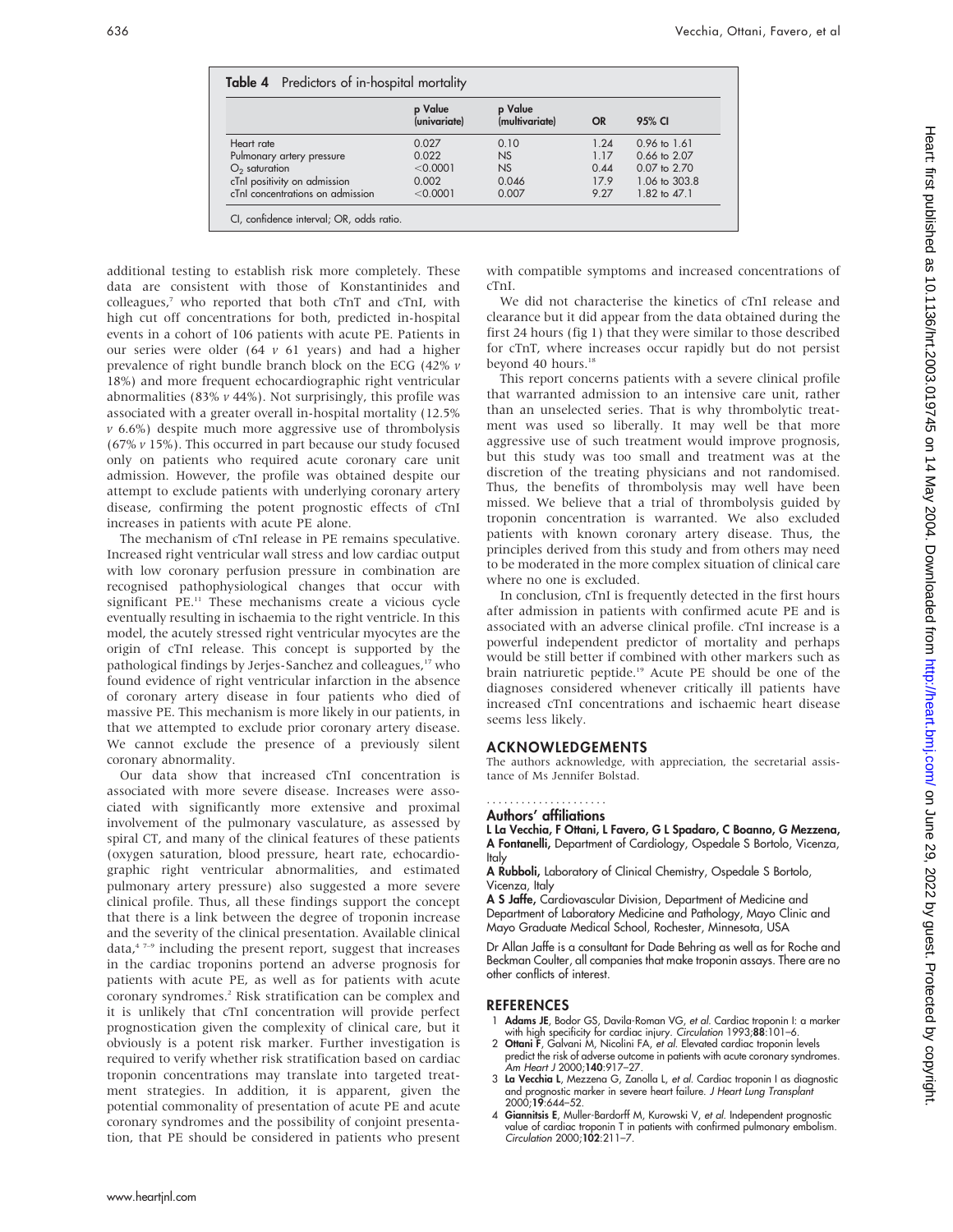**Table 4** Predictors of in-hospital mortality

| | p Value (univariate) | p Value (multivariate) | OR | 95% CI |
|---|---|---|---|---|
| Heart rate | 0.027 | 0.10 | 1.24 | 0.96 to 1.61 |
| Pulmonary artery pressure | 0.022 | NS | 1.17 | 0.66 to 2.07 |
| $O_2$ saturation | <0.0001 | NS | 0.44 | 0.07 to 2.70 |
| cTnI positivity on admission | 0.002 | 0.046 | 17.9 | 1.06 to 303.8 |
| cTnI concentrations on admission | <0.0001 | 0.007 | 9.27 | 1.82 to 47.1 |

CI, confidence interval; OR, odds ratio.

additional testing to establish risk more completely. These data are consistent with those of Konstantinides and colleagues,[7] who reported that both cTnT and cTnI, with high cut off concentrations for both, predicted in-hospital events in a cohort of 106 patients with acute PE. Patients in our series were older (64 *v* 61 years) and had a higher prevalence of right bundle branch block on the ECG (42% *v* 18%) and more frequent echocardiographic right ventricular abnormalities (83% *v* 44%). Not surprisingly, this profile was associated with a greater overall in-hospital mortality (12.5% *v* 6.6%) despite much more aggressive use of thrombolysis (67% *v* 15%). This occurred in part because our study focused only on patients who required acute coronary care unit admission. However, the profile was obtained despite our attempt to exclude patients with underlying coronary artery disease, confirming the potent prognostic effects of cTnI increases in patients with acute PE alone.

The mechanism of cTnI release in PE remains speculative. Increased right ventricular wall stress and low cardiac output with low coronary perfusion pressure in combination are recognised pathophysiological changes that occur with significant PE.[11] These mechanisms create a vicious cycle eventually resulting in ischaemia to the right ventricle. In this model, the acutely stressed right ventricular myocytes are the origin of cTnI release. This concept is supported by the pathological findings by Jerjes-Sanchez and colleagues,[17] who found evidence of right ventricular infarction in the absence of coronary artery disease in four patients who died of massive PE. This mechanism is more likely in our patients, in that we attempted to exclude prior coronary artery disease. We cannot exclude the presence of a previously silent coronary abnormality.

Our data show that increased cTnI concentration is associated with more severe disease. Increases were associated with significantly more extensive and proximal involvement of the pulmonary vasculature, as assessed by spiral CT, and many of the clinical features of these patients (oxygen saturation, blood pressure, heart rate, echocardiographic right ventricular abnormalities, and estimated pulmonary artery pressure) also suggested a more severe clinical profile. Thus, all these findings support the concept that there is a link between the degree of troponin increase and the severity of the clinical presentation. Available clinical data,[4 7–9] including the present report, suggest that increases in the cardiac troponins portend an adverse prognosis for patients with acute PE, as well as for patients with acute coronary syndromes.[2] Risk stratification can be complex and it is unlikely that cTnI concentration will provide perfect prognostication given the complexity of clinical care, but it obviously is a potent risk marker. Further investigation is required to verify whether risk stratification based on cardiac troponin concentrations may translate into targeted treatment strategies. In addition, it is apparent, given the potential commonality of presentation of acute PE and acute coronary syndromes and the possibility of conjoint presentation, that PE should be considered in patients who present with compatible symptoms and increased concentrations of cTnI.

We did not characterise the kinetics of cTnI release and clearance but it did appear from the data obtained during the first 24 hours (fig 1) that they were similar to those described for cTnT, where increases occur rapidly but do not persist beyond 40 hours.[18]

This report concerns patients with a severe clinical profile that warranted admission to an intensive care unit, rather than an unselected series. That is why thrombolytic treatment was used so liberally. It may well be that more aggressive use of such treatment would improve prognosis, but this study was too small and treatment was at the discretion of the treating physicians and not randomised. Thus, the benefits of thrombolysis may well have been missed. We believe that a trial of thrombolysis guided by troponin concentration is warranted. We also excluded patients with known coronary artery disease. Thus, the principles derived from this study and from others may need to be moderated in the more complex situation of clinical care where no one is excluded.

In conclusion, cTnI is frequently detected in the first hours after admission in patients with confirmed acute PE and is associated with an adverse clinical profile. cTnI increase is a powerful independent predictor of mortality and perhaps would be still better if combined with other markers such as brain natriuretic peptide.[19] Acute PE should be one of the diagnoses considered whenever critically ill patients have increased cTnI concentrations and ischaemic heart disease seems less likely.

## ACKNOWLEDGEMENTS

The authors acknowledge, with appreciation, the secretarial assistance of Ms Jennifer Bolstad.

### Authors' affiliations

**L La Vecchia, F Ottani, L Favero, G L Spadaro, C Boanno, G Mezzena, A Fontanelli,** Department of Cardiology, Ospedale S Bortolo, Vicenza, Italy

**A Rubboli,** Laboratory of Clinical Chemistry, Ospedale S Bortolo, Vicenza, Italy

**A S Jaffe,** Cardiovascular Division, Department of Medicine and Department of Laboratory Medicine and Pathology, Mayo Clinic and Mayo Graduate Medical School, Rochester, Minnesota, USA

Dr Allan Jaffe is a consultant for Dade Behring as well as for Roche and Beckman Coulter, all companies that make troponin assays. There are no other conflicts of interest.

## REFERENCES

1. **Adams JE**, Bodor GS, Davila-Roman VG, *et al*. Cardiac troponin I: a marker with high specificity for cardiac injury. *Circulation* 1993;**88**:101–6.
2. **Ottani F**, Galvani M, Nicolini FA, *et al*. Elevated cardiac troponin levels predict the risk of adverse outcome in patients with acute coronary syndromes. *Am Heart J* 2000;**140**:917–27.
3. **La Vecchia L**, Mezzena G, Zanolla L, *et al*. Cardiac troponin I as diagnostic and prognostic marker in severe heart failure. *J Heart Lung Transplant* 2000;**19**:644–52.
4. **Giannitsis E**, Muller-Bardorff M, Kurowski V, *et al*. Independent prognostic value of cardiac troponin T in patients with confirmed pulmonary embolism. *Circulation* 2000;**102**:211–7.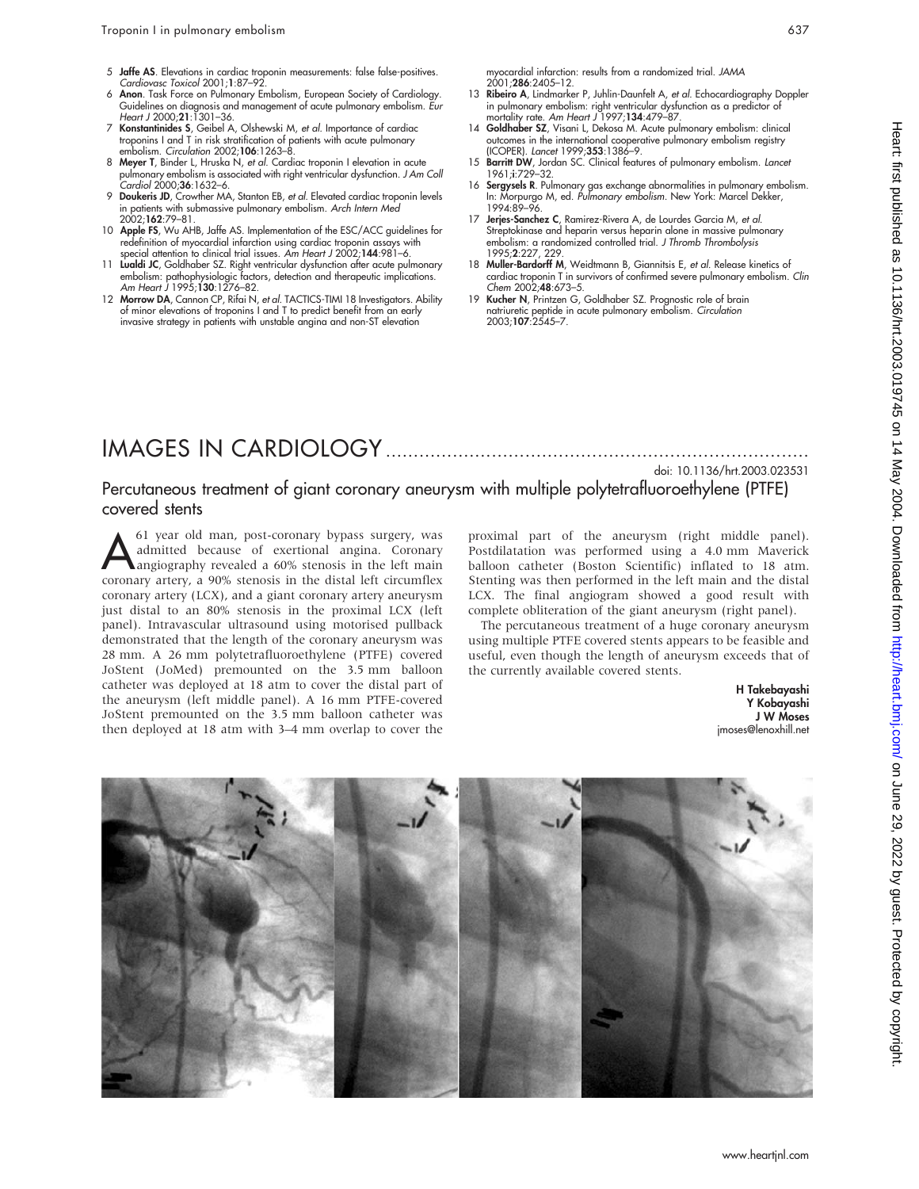5 **Jaffe AS**. Elevations in cardiac troponin measurements: false false-positives. *Cardiovasc Toxicol* 2001;**1**:87–92.

6 **Anon**. Task Force on Pulmonary Embolism, European Society of Cardiology. Guidelines on diagnosis and management of acute pulmonary embolism. *Eur Heart J* 2000;**21**:1301–36.

7 **Konstantinides S**, Geibel A, Olshewski M, *et al*. Importance of cardiac troponins I and T in risk stratification of patients with acute pulmonary embolism. *Circulation* 2002;**106**:1263–8.

8 **Meyer T**, Binder L, Hruska N, *et al*. Cardiac troponin I elevation in acute pulmonary embolism is associated with right ventricular dysfunction. *J Am Coll Cardiol* 2000;**36**:1632–6.

9 **Doukeris JD**, Crowther MA, Stanton EB, *et al*. Elevated cardiac troponin levels in patients with submassive pulmonary embolism. *Arch Intern Med* 2002;**162**:79–81.

10 **Apple FS**, Wu AHB, Jaffe AS. Implementation of the ESC/ACC guidelines for redefinition of myocardial infarction using cardiac troponin assays with special attention to clinical trial issues. *Am Heart J* 2002;**144**:981–6.

11 **Lualdi JC**, Goldhaber SZ. Right ventricular dysfunction after acute pulmonary embolism: pathophysiologic factors, detection and therapeutic implications. *Am Heart J* 1995;**130**:1276–82.

12 **Morrow DA**, Cannon CP, Rifai N, *et al*. TACTICS-TIMI 18 Investigators. Ability of minor elevations of troponins I and T to predict benefit from an early invasive strategy in patients with unstable angina and non-ST elevation myocardial infarction: results from a randomized trial. *JAMA* 2001;**286**:2405–12.

13 **Ribeiro A**, Lindmarker P, Juhlin-Daunfelt A, *et al*. Echocardiography Doppler in pulmonary embolism: right ventricular dysfunction as a predictor of mortality rate. *Am Heart J* 1997;**134**:479–87.

14 **Goldhaber SZ**, Visani L, Dekosa M. Acute pulmonary embolism: clinical outcomes in the international cooperative pulmonary embolism registry (ICOPER). *Lancet* 1999;**353**:1386–9.

15 **Barritt DW**, Jordan SC. Clinical features of pulmonary embolism. *Lancet* 1961;**i**:729–32.

16 **Sergysels R**. Pulmonary gas exchange abnormalities in pulmonary embolism. In: Morpurgo M, ed. *Pulmonary embolism*. New York: Marcel Dekker, 1994:89–96.

17 **Jerjes-Sanchez C**, Ramirez-Rivera A, de Lourdes Garcia M, *et al*. Streptokinase and heparin versus heparin alone in massive pulmonary embolism: a randomized controlled trial. *J Thromb Thrombolysis* 1995;**2**:227, 229.

18 **Muller-Bardorff M**, Weidtmann B, Giannitsis E, *et al*. Release kinetics of cardiac troponin T in survivors of confirmed severe pulmonary embolism. *Clin Chem* 2002;**48**:673–5.

19 **Kucher N**, Printzen G, Goldhaber SZ. Prognostic role of brain natriuretic peptide in acute pulmonary embolism. *Circulation* 2003;**107**:2545–7.

# IMAGES IN CARDIOLOGY

doi: 10.1136/hrt.2003.023531

## Percutaneous treatment of giant coronary aneurysm with multiple polytetrafluoroethylene (PTFE) covered stents

A 61 year old man, post-coronary bypass surgery, was admitted because of exertional angina. Coronary angiography revealed a 60% stenosis in the left main coronary artery, a 90% stenosis in the distal left circumflex coronary artery (LCX), and a giant coronary artery aneurysm just distal to an 80% stenosis in the proximal LCX (left panel). Intravascular ultrasound using motorised pullback demonstrated that the length of the coronary aneurysm was 28 mm. A 26 mm polytetrafluoroethylene (PTFE) covered JoStent (JoMed) premounted on the 3.5 mm balloon catheter was deployed at 18 atm to cover the distal part of the aneurysm (left middle panel). A 16 mm PTFE-covered JoStent premounted on the 3.5 mm balloon catheter was then deployed at 18 atm with 3–4 mm overlap to cover the proximal part of the aneurysm (right middle panel). Postdilatation was performed using a 4.0 mm Maverick balloon catheter (Boston Scientific) inflated to 18 atm. Stenting was then performed in the left main and the distal LCX. The final angiogram showed a good result with complete obliteration of the giant aneurysm (right panel).

The percutaneous treatment of a huge coronary aneurysm using multiple PTFE covered stents appears to be feasible and useful, even though the length of aneurysm exceeds that of the currently available covered stents.

**H Takebayashi**
**Y Kobayashi**
**J W Moses**
jmoses@lenoxhill.net